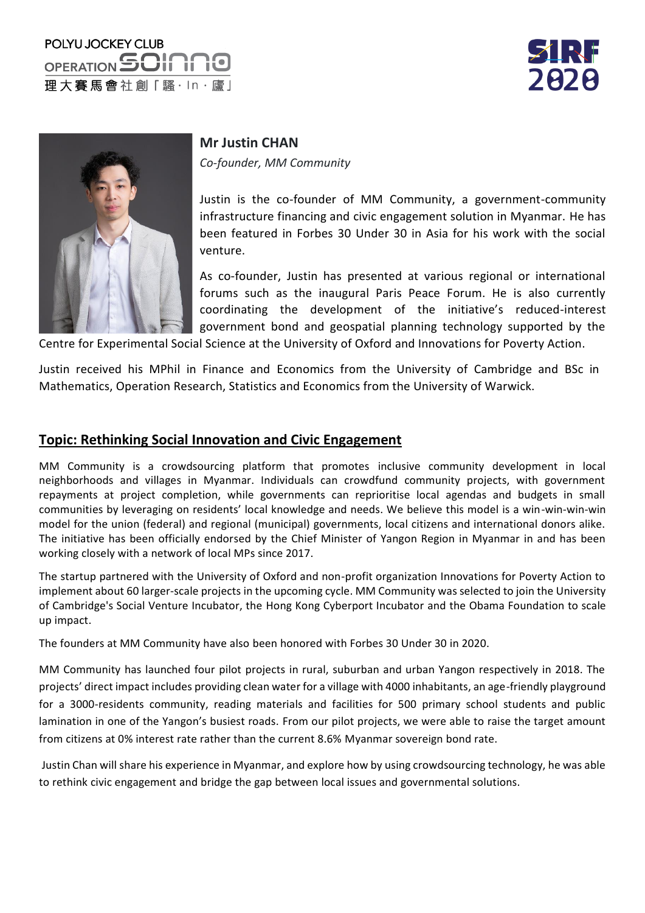POLYU JOCKEY CLUB OPERATION SOINNO
理大賽馬會社創「騷·In·廬」

SIRF 2020

**Mr Justin CHAN**

*Co-founder, MM Community*

Justin is the co-founder of MM Community, a government-community infrastructure financing and civic engagement solution in Myanmar. He has been featured in Forbes 30 Under 30 in Asia for his work with the social venture.

As co-founder, Justin has presented at various regional or international forums such as the inaugural Paris Peace Forum. He is also currently coordinating the development of the initiative's reduced-interest government bond and geospatial planning technology supported by the Centre for Experimental Social Science at the University of Oxford and Innovations for Poverty Action.

Justin received his MPhil in Finance and Economics from the University of Cambridge and BSc in Mathematics, Operation Research, Statistics and Economics from the University of Warwick.

## Topic: Rethinking Social Innovation and Civic Engagement

MM Community is a crowdsourcing platform that promotes inclusive community development in local neighborhoods and villages in Myanmar. Individuals can crowdfund community projects, with government repayments at project completion, while governments can reprioritise local agendas and budgets in small communities by leveraging on residents' local knowledge and needs. We believe this model is a win-win-win-win model for the union (federal) and regional (municipal) governments, local citizens and international donors alike. The initiative has been officially endorsed by the Chief Minister of Yangon Region in Myanmar in and has been working closely with a network of local MPs since 2017.

The startup partnered with the University of Oxford and non-profit organization Innovations for Poverty Action to implement about 60 larger-scale projects in the upcoming cycle. MM Community was selected to join the University of Cambridge's Social Venture Incubator, the Hong Kong Cyberport Incubator and the Obama Foundation to scale up impact.

The founders at MM Community have also been honored with Forbes 30 Under 30 in 2020.

MM Community has launched four pilot projects in rural, suburban and urban Yangon respectively in 2018. The projects' direct impact includes providing clean water for a village with 4000 inhabitants, an age-friendly playground for a 3000-residents community, reading materials and facilities for 500 primary school students and public lamination in one of the Yangon's busiest roads. From our pilot projects, we were able to raise the target amount from citizens at 0% interest rate rather than the current 8.6% Myanmar sovereign bond rate.

Justin Chan will share his experience in Myanmar, and explore how by using crowdsourcing technology, he was able to rethink civic engagement and bridge the gap between local issues and governmental solutions.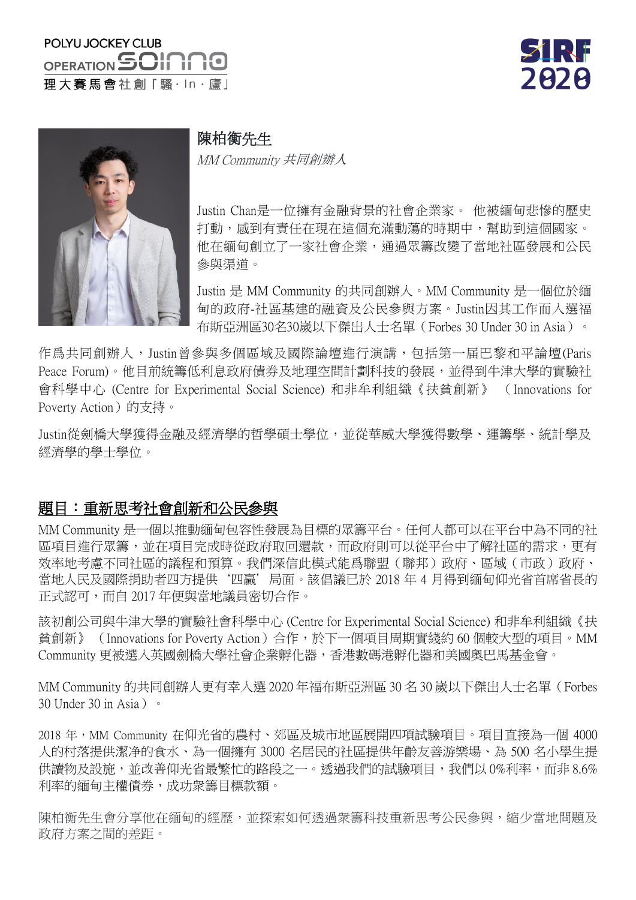POLYU JOCKEY CLUB OPERATION SOINNO
理大賽馬會社創「騷·In·廬」

SIRF 2020

## 陳柏衡先生

*MM Community 共同創辦人*

Justin Chan是一位擁有金融背景的社會企業家。 他被緬甸悲慘的歷史打動，感到有責任在現在這個充滿動蕩的時期中，幫助到這個國家。他在緬甸創立了一家社會企業，通過眾籌改變了當地社區發展和公民參與渠道。

Justin 是 MM Community 的共同創辦人。MM Community 是一個位於緬甸的政府-社區基建的融資及公民參與方案。Justin因其工作而入選福布斯亞洲區30名30歲以下傑出人士名單（Forbes 30 Under 30 in Asia）。

作爲共同創辦人，Justin曾參與多個區域及國際論壇進行演講，包括第一屆巴黎和平論壇(Paris Peace Forum)。他目前統籌低利息政府債券及地理空間計劃科技的發展，並得到牛津大學的實驗社會科學中心 (Centre for Experimental Social Science) 和非牟利組織《扶貧創新》（Innovations for Poverty Action）的支持。

Justin從劍橋大學獲得金融及經濟學的哲學碩士學位，並從華威大學獲得數學、運籌學、統計學及經濟學的學士學位。

## 題目：重新思考社會創新和公民參與

MM Community 是一個以推動緬甸包容性發展為目標的眾籌平台。任何人都可以在平台中為不同的社區項目進行眾籌，並在項目完成時從政府取回還款，而政府則可以從平台中了解社區的需求，更有效率地考慮不同社區的議程和預算。我們深信此模式能爲聯盟（聯邦）政府、區域（市政）政府、當地人民及國際捐助者四方提供‘四贏’局面。該倡議已於 2018 年 4 月得到緬甸仰光省首席省長的正式認可，而自 2017 年便與當地議員密切合作。

該初創公司與牛津大學的實驗社會科學中心 (Centre for Experimental Social Science) 和非牟利組織《扶貧創新》（Innovations for Poverty Action）合作，於下一個項目周期實綫約 60 個較大型的項目。MM Community 更被選入英國劍橋大學社會企業孵化器，香港數碼港孵化器和美國奧巴馬基金會。

MM Community 的共同創辦人更有幸入選 2020 年福布斯亞洲區 30 名 30 歲以下傑出人士名單（Forbes 30 Under 30 in Asia）。

2018 年，MM Community 在仰光省的農村、郊區及城市地區展開四項試驗項目。項目直接為一個 4000 人的村落提供潔淨的食水、為一個擁有 3000 名居民的社區提供年齡友善游樂場、為 500 名小學生提供讀物及設施，並改善仰光省最繁忙的路段之一。透過我們的試驗項目，我們以 0%利率，而非 8.6%利率的緬甸主權債券，成功衆籌目標款額。

陳柏衡先生會分享他在緬甸的經歷，並探索如何透過衆籌科技重新思考公民參與，縮少當地問題及政府方案之間的差距。